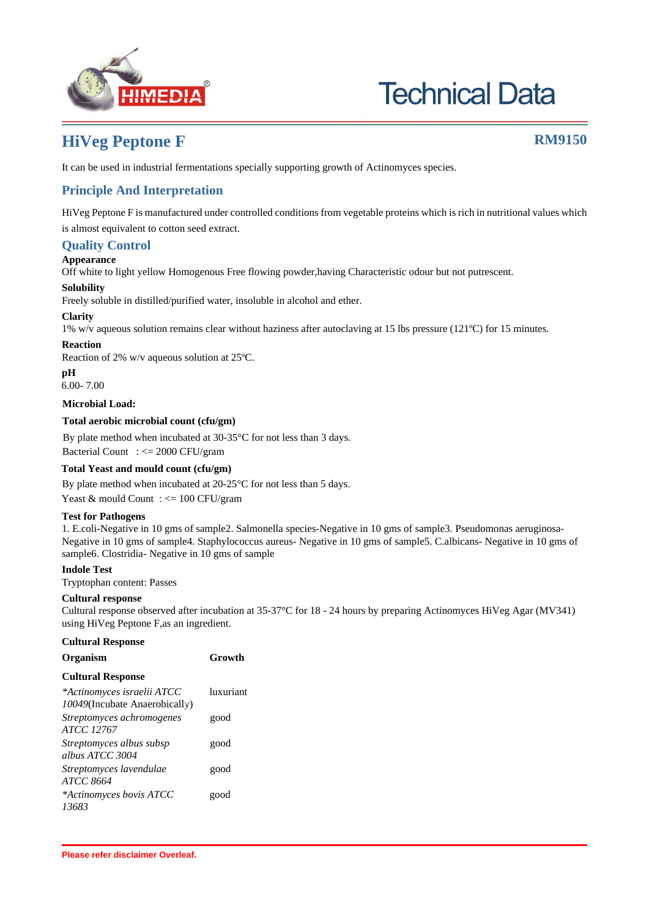# HiVeg Peptone F

**RM9150**

It can be used in industrial fermentations specially supporting growth of Actinomyces species.

## Principle And Interpretation

HiVeg Peptone F is manufactured under controlled conditions from vegetable proteins which is rich in nutritional values which is almost equivalent to cotton seed extract.

## Quality Control

**Appearance**

Off white to light yellow Homogenous Free flowing powder,having Characteristic odour but not putrescent.

**Solubility**

Freely soluble in distilled/purified water, insoluble in alcohol and ether.

**Clarity**

1% w/v aqueous solution remains clear without haziness after autoclaving at 15 lbs pressure (121ºC) for 15 minutes.

**Reaction**

Reaction of 2% w/v aqueous solution at 25ºC.

**pH**

6.00- 7.00

**Microbial Load:**

**Total aerobic microbial count (cfu/gm)**

By plate method when incubated at 30-35°C for not less than 3 days.

Bacterial Count : <= 2000 CFU/gram

**Total Yeast and mould count (cfu/gm)**

By plate method when incubated at 20-25°C for not less than 5 days.

Yeast & mould Count : <= 100 CFU/gram

**Test for Pathogens**

1. E.coli-Negative in 10 gms of sample2. Salmonella species-Negative in 10 gms of sample3. Pseudomonas aeruginosa-Negative in 10 gms of sample4. Staphylococcus aureus- Negative in 10 gms of sample5. C.albicans- Negative in 10 gms of sample6. Clostridia- Negative in 10 gms of sample

**Indole Test**

Tryptophan content: Passes

**Cultural response**

Cultural response observed after incubation at 35-37°C for 18 - 24 hours by preparing Actinomyces HiVeg Agar (MV341) using HiVeg Peptone F,as an ingredient.

**Cultural Response**

| Organism | Growth |
|---|---|
| **Cultural Response** | |
| *\*Actinomyces israelii ATCC 10049*(Incubate Anaerobically) | luxuriant |
| *Streptomyces achromogenes ATCC 12767* | good |
| *Streptomyces albus subsp albus ATCC 3004* | good |
| *Streptomyces lavendulae ATCC 8664* | good |
| *\*Actinomyces bovis ATCC 13683* | good |

**Please refer disclaimer Overleaf.**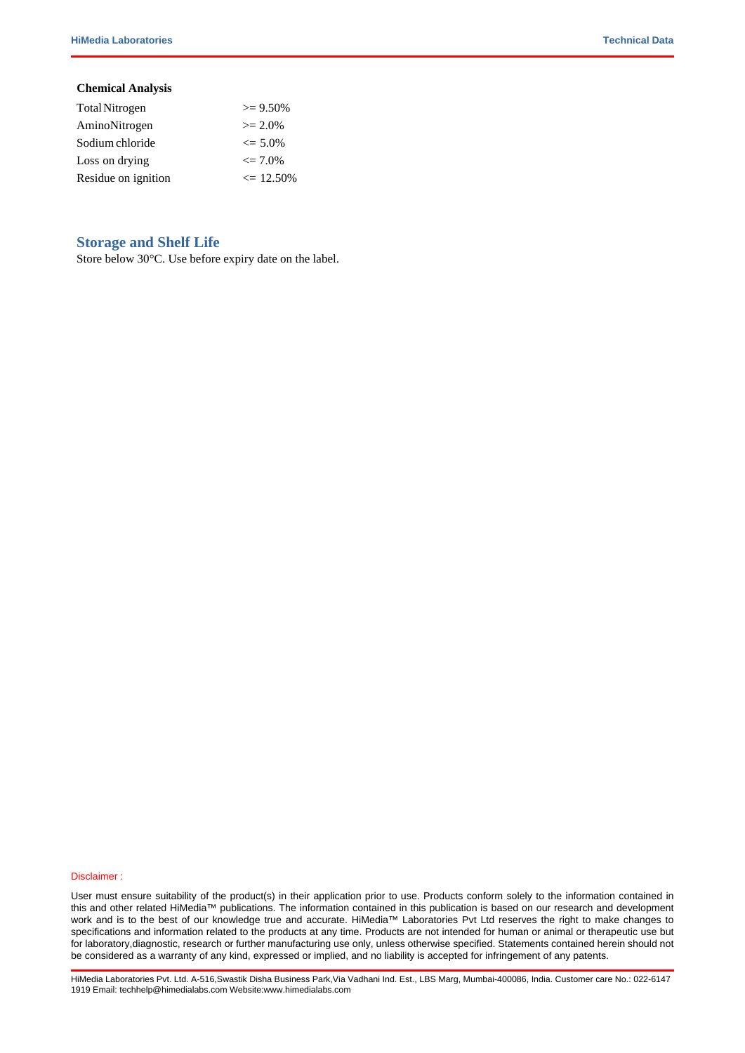**Chemical Analysis**

| | |
|---|---|
| Total Nitrogen | >= 9.50% |
| AminoNitrogen | >= 2.0% |
| Sodium chloride | <= 5.0% |
| Loss on drying | <= 7.0% |
| Residue on ignition | <= 12.50% |

## Storage and Shelf Life

Store below 30°C. Use before expiry date on the label.

Disclaimer :

User must ensure suitability of the product(s) in their application prior to use. Products conform solely to the information contained in this and other related HiMedia™ publications. The information contained in this publication is based on our research and development work and is to the best of our knowledge true and accurate. HiMedia™ Laboratories Pvt Ltd reserves the right to make changes to specifications and information related to the products at any time. Products are not intended for human or animal or therapeutic use but for laboratory,diagnostic, research or further manufacturing use only, unless otherwise specified. Statements contained herein should not be considered as a warranty of any kind, expressed or implied, and no liability is accepted for infringement of any patents.

HiMedia Laboratories Pvt. Ltd. A-516,Swastik Disha Business Park,Via Vadhani Ind. Est., LBS Marg, Mumbai-400086, India. Customer care No.: 022-6147 1919 Email: techhelp@himedialabs.com Website:www.himedialabs.com